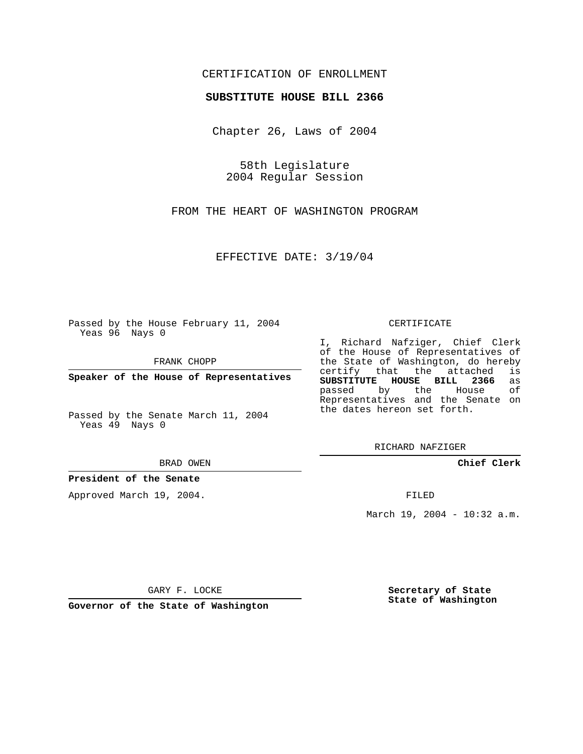CERTIFICATION OF ENROLLMENT

**SUBSTITUTE HOUSE BILL 2366**

Chapter 26, Laws of 2004

58th Legislature
2004 Regular Session

FROM THE HEART OF WASHINGTON PROGRAM

EFFECTIVE DATE: 3/19/04

Passed by the House February 11, 2004
Yeas 96 Nays 0

FRANK CHOPP

**Speaker of the House of Representatives**

Passed by the Senate March 11, 2004
Yeas 49 Nays 0

BRAD OWEN

**President of the Senate**

Approved March 19, 2004.

GARY F. LOCKE

**Governor of the State of Washington**

CERTIFICATE

I, Richard Nafziger, Chief Clerk of the House of Representatives of the State of Washington, do hereby certify that the attached is **SUBSTITUTE HOUSE BILL 2366** as passed by the House of Representatives and the Senate on the dates hereon set forth.

RICHARD NAFZIGER

**Chief Clerk**

FILED

March 19, 2004 - 10:32 a.m.

**Secretary of State**
**State of Washington**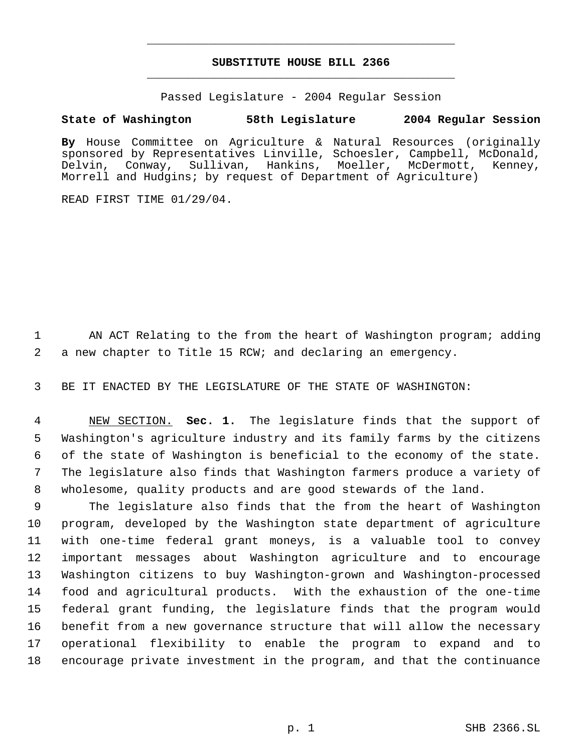# SUBSTITUTE HOUSE BILL 2366

Passed Legislature - 2004 Regular Session

**State of Washington 58th Legislature 2004 Regular Session**

**By** House Committee on Agriculture & Natural Resources (originally sponsored by Representatives Linville, Schoesler, Campbell, McDonald, Delvin, Conway, Sullivan, Hankins, Moeller, McDermott, Kenney, Morrell and Hudgins; by request of Department of Agriculture)

READ FIRST TIME 01/29/04.

AN ACT Relating to the from the heart of Washington program; adding a new chapter to Title 15 RCW; and declaring an emergency.

BE IT ENACTED BY THE LEGISLATURE OF THE STATE OF WASHINGTON:

NEW SECTION. **Sec. 1.** The legislature finds that the support of Washington's agriculture industry and its family farms by the citizens of the state of Washington is beneficial to the economy of the state. The legislature also finds that Washington farmers produce a variety of wholesome, quality products and are good stewards of the land.

The legislature also finds that the from the heart of Washington program, developed by the Washington state department of agriculture with one-time federal grant moneys, is a valuable tool to convey important messages about Washington agriculture and to encourage Washington citizens to buy Washington-grown and Washington-processed food and agricultural products. With the exhaustion of the one-time federal grant funding, the legislature finds that the program would benefit from a new governance structure that will allow the necessary operational flexibility to enable the program to expand and to encourage private investment in the program, and that the continuance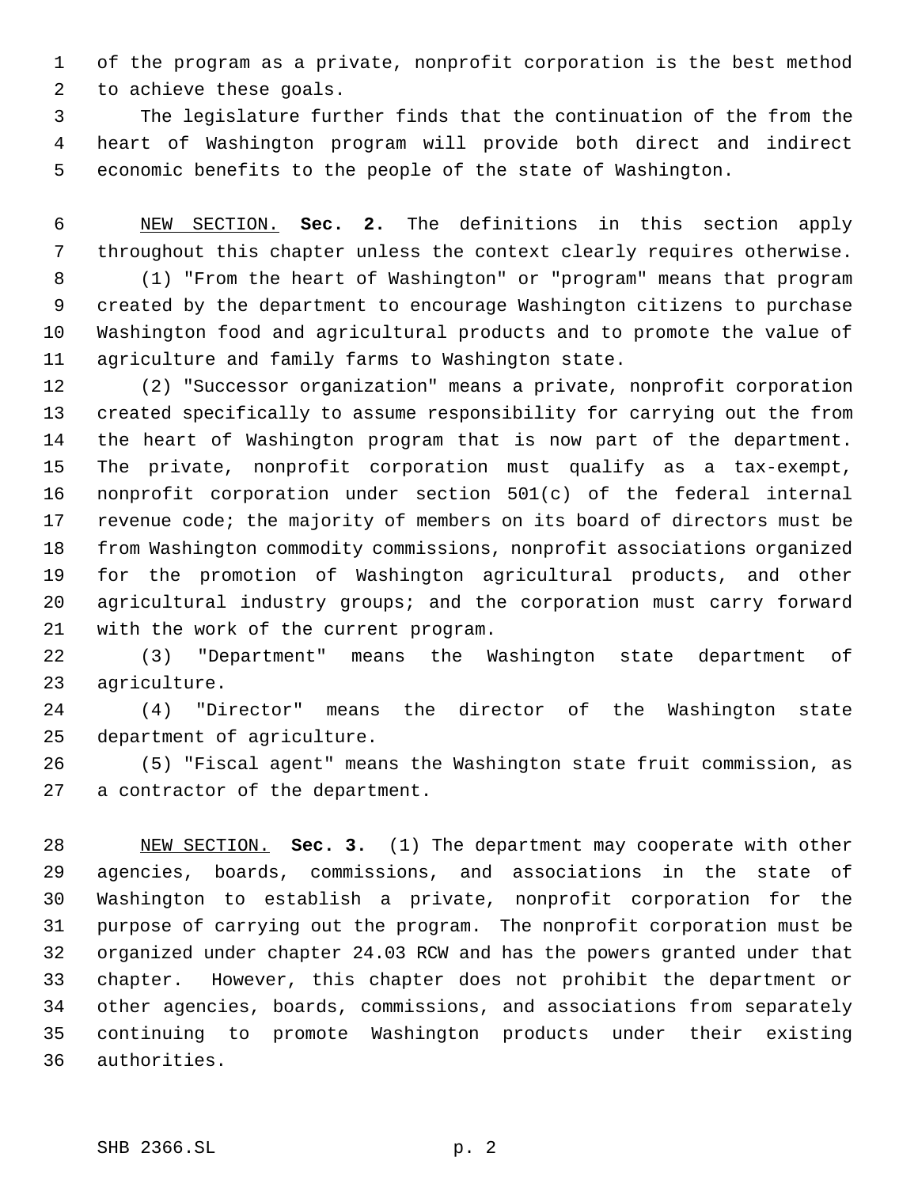of the program as a private, nonprofit corporation is the best method to achieve these goals.

The legislature further finds that the continuation of the from the heart of Washington program will provide both direct and indirect economic benefits to the people of the state of Washington.

NEW SECTION. **Sec. 2.** The definitions in this section apply throughout this chapter unless the context clearly requires otherwise.

(1) "From the heart of Washington" or "program" means that program created by the department to encourage Washington citizens to purchase Washington food and agricultural products and to promote the value of agriculture and family farms to Washington state.

(2) "Successor organization" means a private, nonprofit corporation created specifically to assume responsibility for carrying out the from the heart of Washington program that is now part of the department. The private, nonprofit corporation must qualify as a tax-exempt, nonprofit corporation under section 501(c) of the federal internal revenue code; the majority of members on its board of directors must be from Washington commodity commissions, nonprofit associations organized for the promotion of Washington agricultural products, and other agricultural industry groups; and the corporation must carry forward with the work of the current program.

(3) "Department" means the Washington state department of agriculture.

(4) "Director" means the director of the Washington state department of agriculture.

(5) "Fiscal agent" means the Washington state fruit commission, as a contractor of the department.

NEW SECTION. **Sec. 3.** (1) The department may cooperate with other agencies, boards, commissions, and associations in the state of Washington to establish a private, nonprofit corporation for the purpose of carrying out the program. The nonprofit corporation must be organized under chapter 24.03 RCW and has the powers granted under that chapter. However, this chapter does not prohibit the department or other agencies, boards, commissions, and associations from separately continuing to promote Washington products under their existing authorities.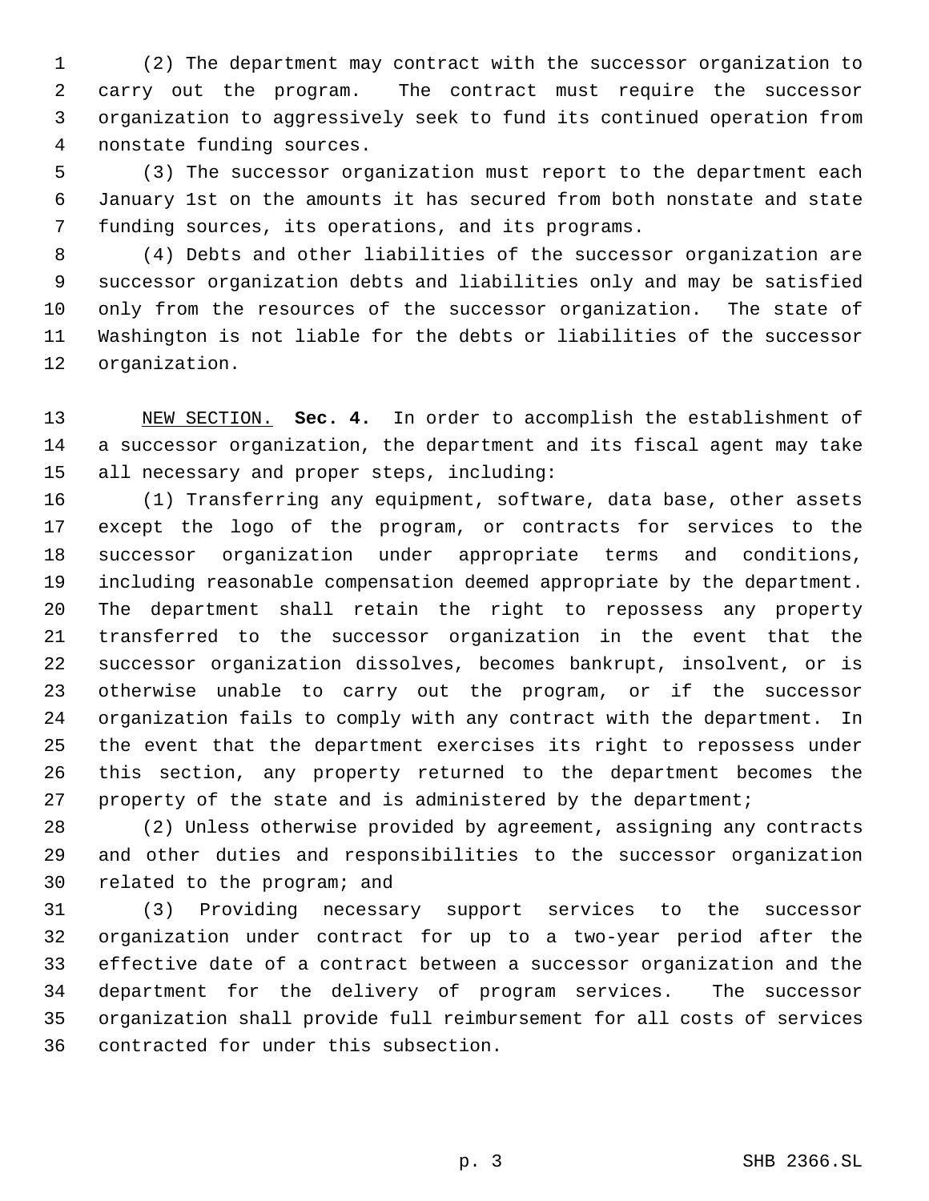(2) The department may contract with the successor organization to carry out the program. The contract must require the successor organization to aggressively seek to fund its continued operation from nonstate funding sources.

(3) The successor organization must report to the department each January 1st on the amounts it has secured from both nonstate and state funding sources, its operations, and its programs.

(4) Debts and other liabilities of the successor organization are successor organization debts and liabilities only and may be satisfied only from the resources of the successor organization. The state of Washington is not liable for the debts or liabilities of the successor organization.

NEW SECTION. **Sec. 4.** In order to accomplish the establishment of a successor organization, the department and its fiscal agent may take all necessary and proper steps, including:

(1) Transferring any equipment, software, data base, other assets except the logo of the program, or contracts for services to the successor organization under appropriate terms and conditions, including reasonable compensation deemed appropriate by the department. The department shall retain the right to repossess any property transferred to the successor organization in the event that the successor organization dissolves, becomes bankrupt, insolvent, or is otherwise unable to carry out the program, or if the successor organization fails to comply with any contract with the department. In the event that the department exercises its right to repossess under this section, any property returned to the department becomes the property of the state and is administered by the department;

(2) Unless otherwise provided by agreement, assigning any contracts and other duties and responsibilities to the successor organization related to the program; and

(3) Providing necessary support services to the successor organization under contract for up to a two-year period after the effective date of a contract between a successor organization and the department for the delivery of program services. The successor organization shall provide full reimbursement for all costs of services contracted for under this subsection.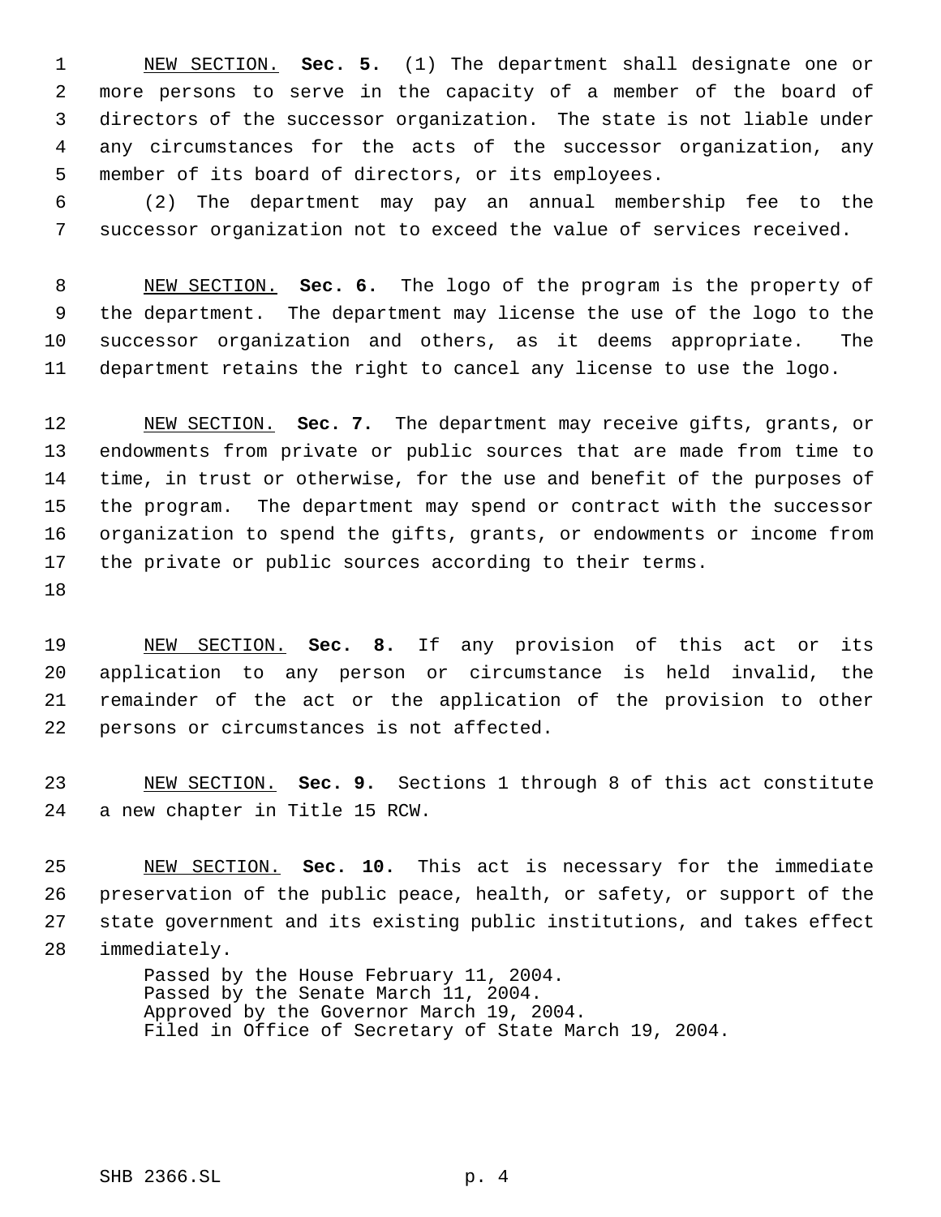NEW SECTION. **Sec. 5.** (1) The department shall designate one or more persons to serve in the capacity of a member of the board of directors of the successor organization. The state is not liable under any circumstances for the acts of the successor organization, any member of its board of directors, or its employees.

(2) The department may pay an annual membership fee to the successor organization not to exceed the value of services received.

NEW SECTION. **Sec. 6.** The logo of the program is the property of the department. The department may license the use of the logo to the successor organization and others, as it deems appropriate. The department retains the right to cancel any license to use the logo.

NEW SECTION. **Sec. 7.** The department may receive gifts, grants, or endowments from private or public sources that are made from time to time, in trust or otherwise, for the use and benefit of the purposes of the program. The department may spend or contract with the successor organization to spend the gifts, grants, or endowments or income from the private or public sources according to their terms.

NEW SECTION. **Sec. 8.** If any provision of this act or its application to any person or circumstance is held invalid, the remainder of the act or the application of the provision to other persons or circumstances is not affected.

NEW SECTION. **Sec. 9.** Sections 1 through 8 of this act constitute a new chapter in Title 15 RCW.

NEW SECTION. **Sec. 10.** This act is necessary for the immediate preservation of the public peace, health, or safety, or support of the state government and its existing public institutions, and takes effect immediately.

Passed by the House February 11, 2004.
Passed by the Senate March 11, 2004.
Approved by the Governor March 19, 2004.
Filed in Office of Secretary of State March 19, 2004.